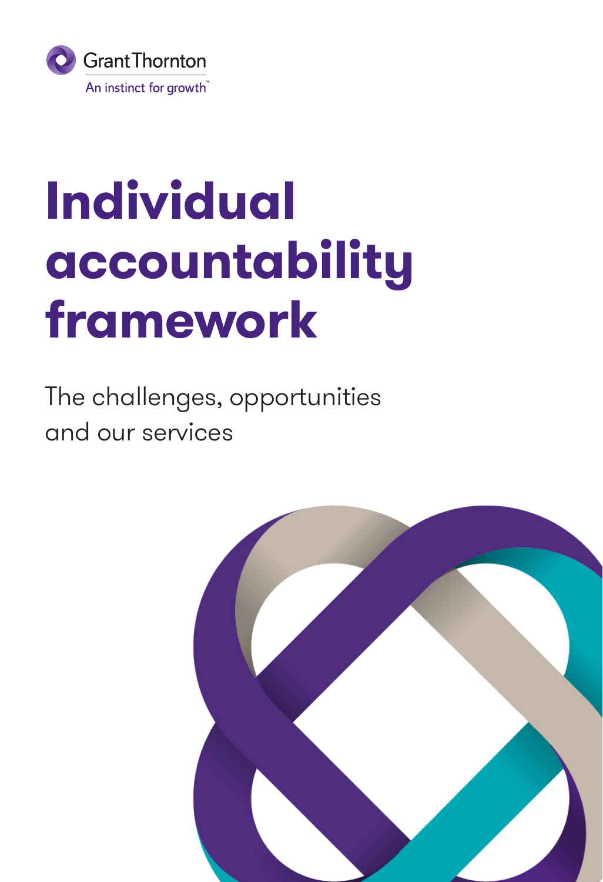Grant Thornton
An instinct for growth™

# Individual accountability framework

The challenges, opportunities and our services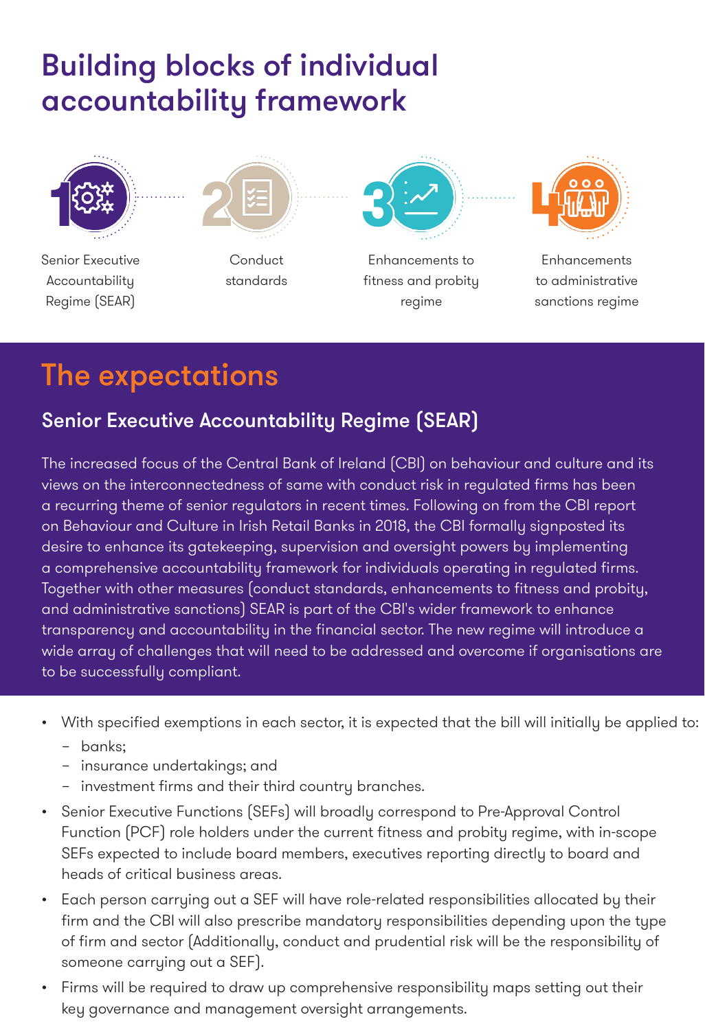# Building blocks of individual accountability framework

1. Senior Executive Accountability Regime (SEAR)
2. Conduct standards
3. Enhancements to fitness and probity regime
4. Enhancements to administrative sanctions regime

## The expectations

### Senior Executive Accountability Regime (SEAR)

The increased focus of the Central Bank of Ireland (CBI) on behaviour and culture and its views on the interconnectedness of same with conduct risk in regulated firms has been a recurring theme of senior regulators in recent times. Following on from the CBI report on Behaviour and Culture in Irish Retail Banks in 2018, the CBI formally signposted its desire to enhance its gatekeeping, supervision and oversight powers by implementing a comprehensive accountability framework for individuals operating in regulated firms. Together with other measures (conduct standards, enhancements to fitness and probity, and administrative sanctions) SEAR is part of the CBI's wider framework to enhance transparency and accountability in the financial sector. The new regime will introduce a wide array of challenges that will need to be addressed and overcome if organisations are to be successfully compliant.

- With specified exemptions in each sector, it is expected that the bill will initially be applied to:
  - banks;
  - insurance undertakings; and
  - investment firms and their third country branches.
- Senior Executive Functions (SEFs) will broadly correspond to Pre-Approval Control Function (PCF) role holders under the current fitness and probity regime, with in-scope SEFs expected to include board members, executives reporting directly to board and heads of critical business areas.
- Each person carrying out a SEF will have role-related responsibilities allocated by their firm and the CBI will also prescribe mandatory responsibilities depending upon the type of firm and sector (Additionally, conduct and prudential risk will be the responsibility of someone carrying out a SEF).
- Firms will be required to draw up comprehensive responsibility maps setting out their key governance and management oversight arrangements.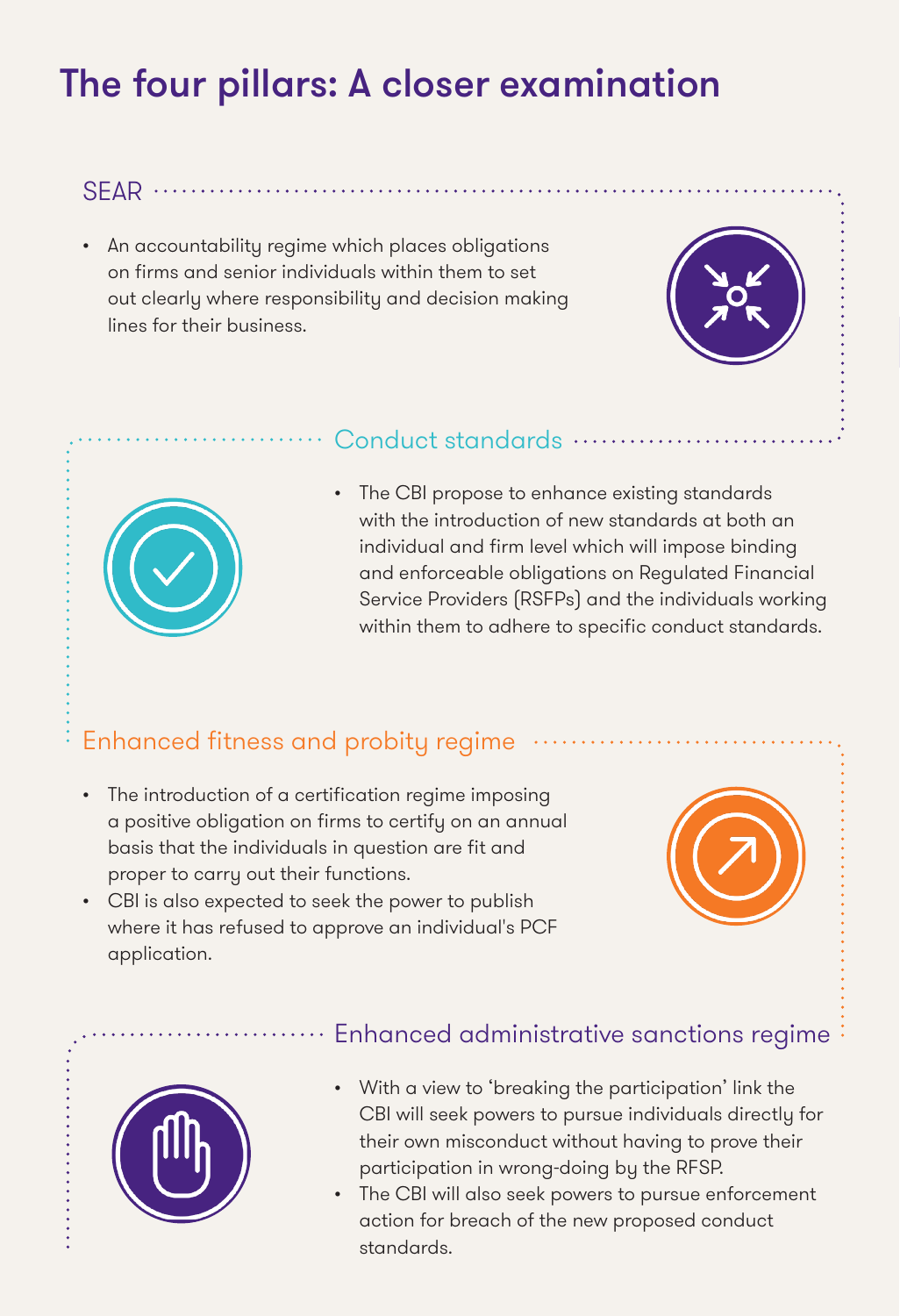# The four pillars: A closer examination

## SEAR

- An accountability regime which places obligations on firms and senior individuals within them to set out clearly where responsibility and decision making lines for their business.

## Conduct standards

- The CBI propose to enhance existing standards with the introduction of new standards at both an individual and firm level which will impose binding and enforceable obligations on Regulated Financial Service Providers (RSFPs) and the individuals working within them to adhere to specific conduct standards.

## Enhanced fitness and probity regime

- The introduction of a certification regime imposing a positive obligation on firms to certify on an annual basis that the individuals in question are fit and proper to carry out their functions.
- CBI is also expected to seek the power to publish where it has refused to approve an individual's PCF application.

## Enhanced administrative sanctions regime

- With a view to 'breaking the participation' link the CBI will seek powers to pursue individuals directly for their own misconduct without having to prove their participation in wrong-doing by the RFSP.
- The CBI will also seek powers to pursue enforcement action for breach of the new proposed conduct standards.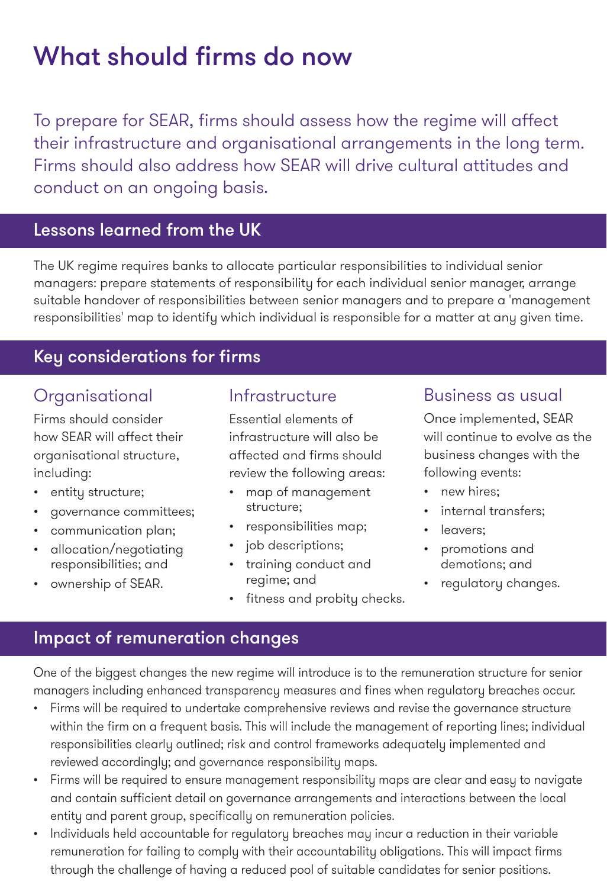# What should firms do now

To prepare for SEAR, firms should assess how the regime will affect their infrastructure and organisational arrangements in the long term. Firms should also address how SEAR will drive cultural attitudes and conduct on an ongoing basis.

## Lessons learned from the UK

The UK regime requires banks to allocate particular responsibilities to individual senior managers: prepare statements of responsibility for each individual senior manager, arrange suitable handover of responsibilities between senior managers and to prepare a 'management responsibilities' map to identify which individual is responsible for a matter at any given time.

## Key considerations for firms

### Organisational

Firms should consider how SEAR will affect their organisational structure, including:

- entity structure;
- governance committees;
- communication plan;
- allocation/negotiating responsibilities; and
- ownership of SEAR.

### Infrastructure

Essential elements of infrastructure will also be affected and firms should review the following areas:

- map of management structure;
- responsibilities map;
- job descriptions;
- training conduct and regime; and
- fitness and probity checks.

### Business as usual

Once implemented, SEAR will continue to evolve as the business changes with the following events:

- new hires;
- internal transfers;
- leavers;
- promotions and demotions; and
- regulatory changes.

## Impact of remuneration changes

One of the biggest changes the new regime will introduce is to the remuneration structure for senior managers including enhanced transparency measures and fines when regulatory breaches occur.

- Firms will be required to undertake comprehensive reviews and revise the governance structure within the firm on a frequent basis. This will include the management of reporting lines; individual responsibilities clearly outlined; risk and control frameworks adequately implemented and reviewed accordingly; and governance responsibility maps.
- Firms will be required to ensure management responsibility maps are clear and easy to navigate and contain sufficient detail on governance arrangements and interactions between the local entity and parent group, specifically on remuneration policies.
- Individuals held accountable for regulatory breaches may incur a reduction in their variable remuneration for failing to comply with their accountability obligations. This will impact firms through the challenge of having a reduced pool of suitable candidates for senior positions.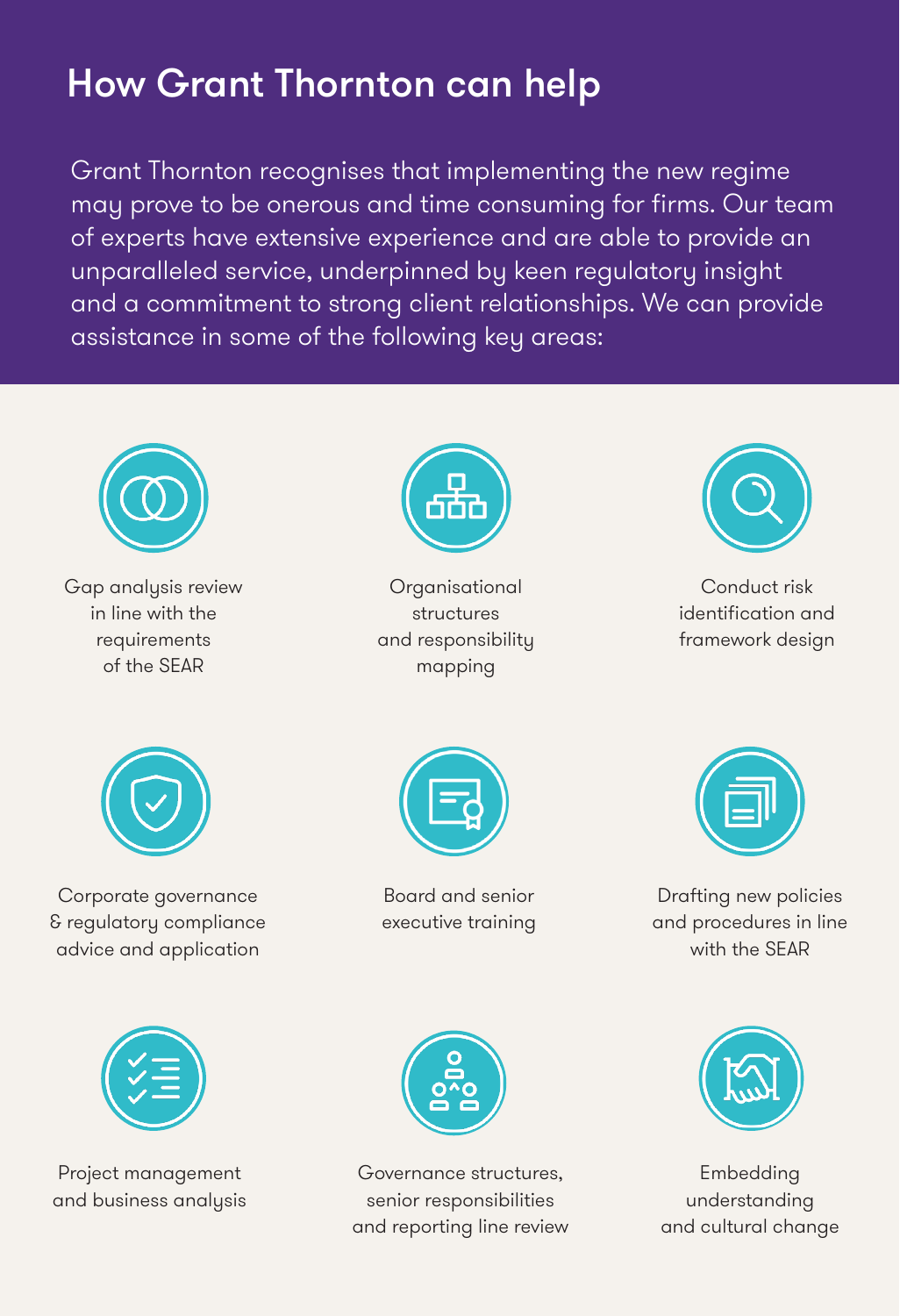# How Grant Thornton can help

Grant Thornton recognises that implementing the new regime may prove to be onerous and time consuming for firms. Our team of experts have extensive experience and are able to provide an unparalleled service, underpinned by keen regulatory insight and a commitment to strong client relationships. We can provide assistance in some of the following key areas:

- Gap analysis review in line with the requirements of the SEAR
- Organisational structures and responsibility mapping
- Conduct risk identification and framework design
- Corporate governance & regulatory compliance advice and application
- Board and senior executive training
- Drafting new policies and procedures in line with the SEAR
- Project management and business analysis
- Governance structures, senior responsibilities and reporting line review
- Embedding understanding and cultural change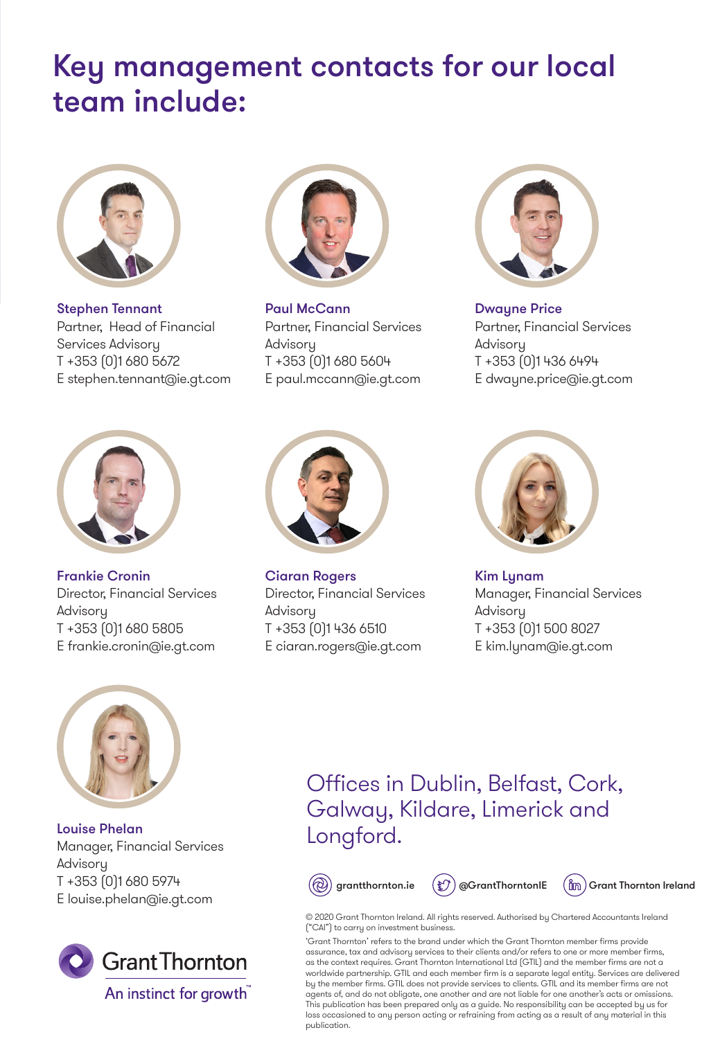# Key management contacts for our local team include:

**Stephen Tennant**
Partner, Head of Financial Services Advisory
T +353 (0)1 680 5672
E stephen.tennant@ie.gt.com

**Paul McCann**
Partner, Financial Services Advisory
T +353 (0)1 680 5604
E paul.mccann@ie.gt.com

**Dwayne Price**
Partner, Financial Services Advisory
T +353 (0)1 436 6494
E dwayne.price@ie.gt.com

**Frankie Cronin**
Director, Financial Services Advisory
T +353 (0)1 680 5805
E frankie.cronin@ie.gt.com

**Ciaran Rogers**
Director, Financial Services Advisory
T +353 (0)1 436 6510
E ciaran.rogers@ie.gt.com

**Kim Lynam**
Manager, Financial Services Advisory
T +353 (0)1 500 8027
E kim.lynam@ie.gt.com

**Louise Phelan**
Manager, Financial Services Advisory
T +353 (0)1 680 5974
E louise.phelan@ie.gt.com

Grant Thornton
An instinct for growth™

## Offices in Dublin, Belfast, Cork, Galway, Kildare, Limerick and Longford.

grantthornton.ie | @GrantThorntonIE | Grant Thornton Ireland

© 2020 Grant Thornton Ireland. All rights reserved. Authorised by Chartered Accountants Ireland ("CAI") to carry on investment business.

'Grant Thornton' refers to the brand under which the Grant Thornton member firms provide assurance, tax and advisory services to their clients and/or refers to one or more member firms, as the context requires. Grant Thornton International Ltd (GTIL) and the member firms are not a worldwide partnership. GTIL and each member firm is a separate legal entity. Services are delivered by the member firms. GTIL does not provide services to clients. GTIL and its member firms are not agents of, and do not obligate, one another and are not liable for one another's acts or omissions. This publication has been prepared only as a guide. No responsibility can be accepted by us for loss occasioned to any person acting or refraining from acting as a result of any material in this publication.